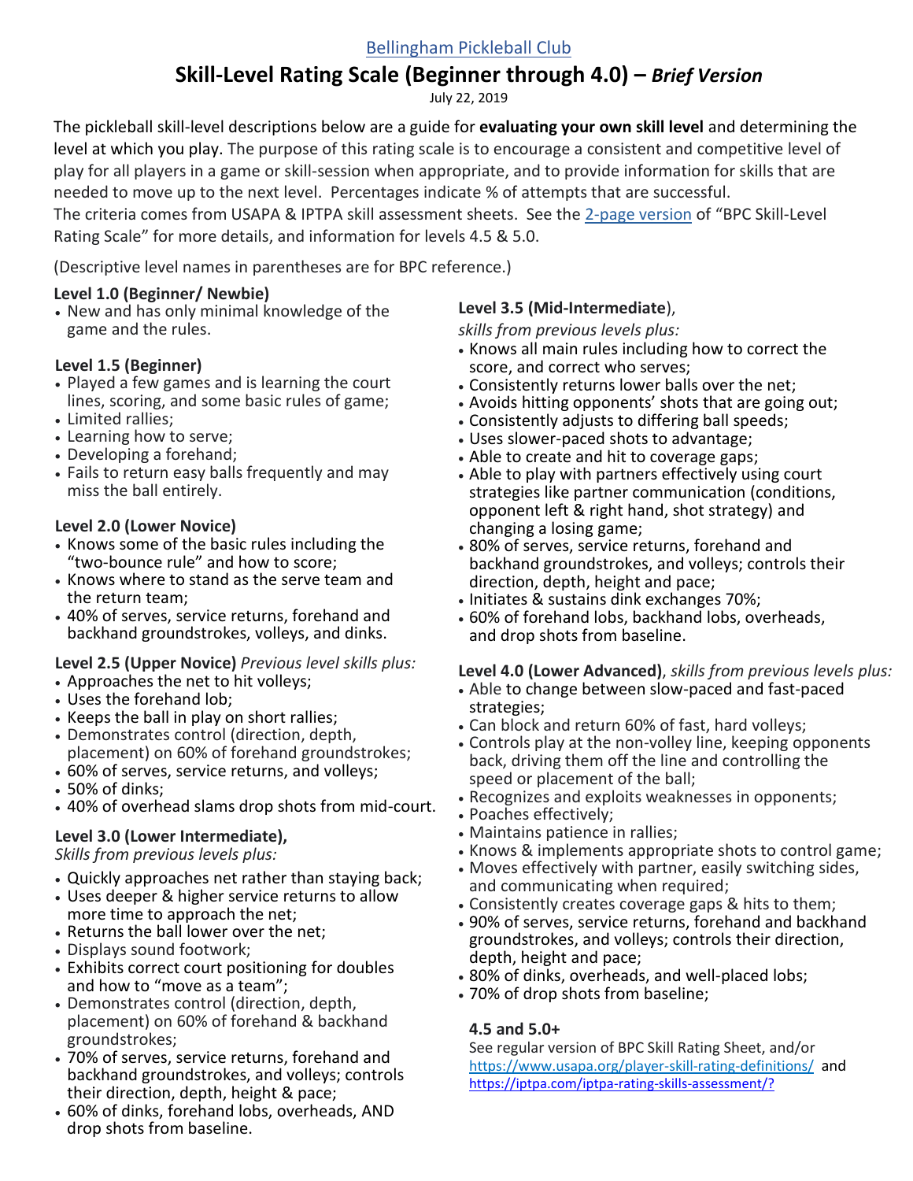[Bellingham Pickleball Club](#)

# Skill-Level Rating Scale (Beginner through 4.0) – *Brief Version*

July 22, 2019

The pickleball skill-level descriptions below are a guide for **evaluating your own skill level** and determining the level at which you play. The purpose of this rating scale is to encourage a consistent and competitive level of play for all players in a game or skill-session when appropriate, and to provide information for skills that are needed to move up to the next level. Percentages indicate % of attempts that are successful. The criteria comes from USAPA & IPTPA skill assessment sheets. See the [2-page version](#) of "BPC Skill-Level Rating Scale" for more details, and information for levels 4.5 & 5.0.

(Descriptive level names in parentheses are for BPC reference.)

### Level 1.0 (Beginner/ Newbie)

- New and has only minimal knowledge of the game and the rules.

### Level 1.5 (Beginner)

- Played a few games and is learning the court lines, scoring, and some basic rules of game;
- Limited rallies;
- Learning how to serve;
- Developing a forehand;
- Fails to return easy balls frequently and may miss the ball entirely.

### Level 2.0 (Lower Novice)

- Knows some of the basic rules including the "two-bounce rule" and how to score;
- Knows where to stand as the serve team and the return team;
- 40% of serves, service returns, forehand and backhand groundstrokes, volleys, and dinks.

### Level 2.5 (Upper Novice) *Previous level skills plus:*

- Approaches the net to hit volleys;
- Uses the forehand lob;
- Keeps the ball in play on short rallies;
- Demonstrates control (direction, depth, placement) on 60% of forehand groundstrokes;
- 60% of serves, service returns, and volleys;
- 50% of dinks;
- 40% of overhead slams drop shots from mid-court.

### Level 3.0 (Lower Intermediate),

*Skills from previous levels plus:*

- Quickly approaches net rather than staying back;
- Uses deeper & higher service returns to allow more time to approach the net;
- Returns the ball lower over the net;
- Displays sound footwork;
- Exhibits correct court positioning for doubles and how to "move as a team";
- Demonstrates control (direction, depth, placement) on 60% of forehand & backhand groundstrokes;
- 70% of serves, service returns, forehand and backhand groundstrokes, and volleys; controls their direction, depth, height & pace;
- 60% of dinks, forehand lobs, overheads, AND drop shots from baseline.

### Level 3.5 (Mid-Intermediate),

*skills from previous levels plus:*

- Knows all main rules including how to correct the score, and correct who serves;
- Consistently returns lower balls over the net;
- Avoids hitting opponents' shots that are going out;
- Consistently adjusts to differing ball speeds;
- Uses slower-paced shots to advantage;
- Able to create and hit to coverage gaps;
- Able to play with partners effectively using court strategies like partner communication (conditions, opponent left & right hand, shot strategy) and changing a losing game;
- 80% of serves, service returns, forehand and backhand groundstrokes, and volleys; controls their direction, depth, height and pace;
- Initiates & sustains dink exchanges 70%;
- 60% of forehand lobs, backhand lobs, overheads, and drop shots from baseline.

### Level 4.0 (Lower Advanced), *skills from previous levels plus:*

- Able to change between slow-paced and fast-paced strategies;
- Can block and return 60% of fast, hard volleys;
- Controls play at the non-volley line, keeping opponents back, driving them off the line and controlling the speed or placement of the ball;
- Recognizes and exploits weaknesses in opponents;
- Poaches effectively;
- Maintains patience in rallies;
- Knows & implements appropriate shots to control game;
- Moves effectively with partner, easily switching sides, and communicating when required;
- Consistently creates coverage gaps & hits to them;
- 90% of serves, service returns, forehand and backhand groundstrokes, and volleys; controls their direction, depth, height and pace;
- 80% of dinks, overheads, and well-placed lobs;
- 70% of drop shots from baseline;

### 4.5 and 5.0+

See regular version of BPC Skill Rating Sheet, and/or https://www.usapa.org/player-skill-rating-definitions/ and https://iptpa.com/iptpa-rating-skills-assessment/?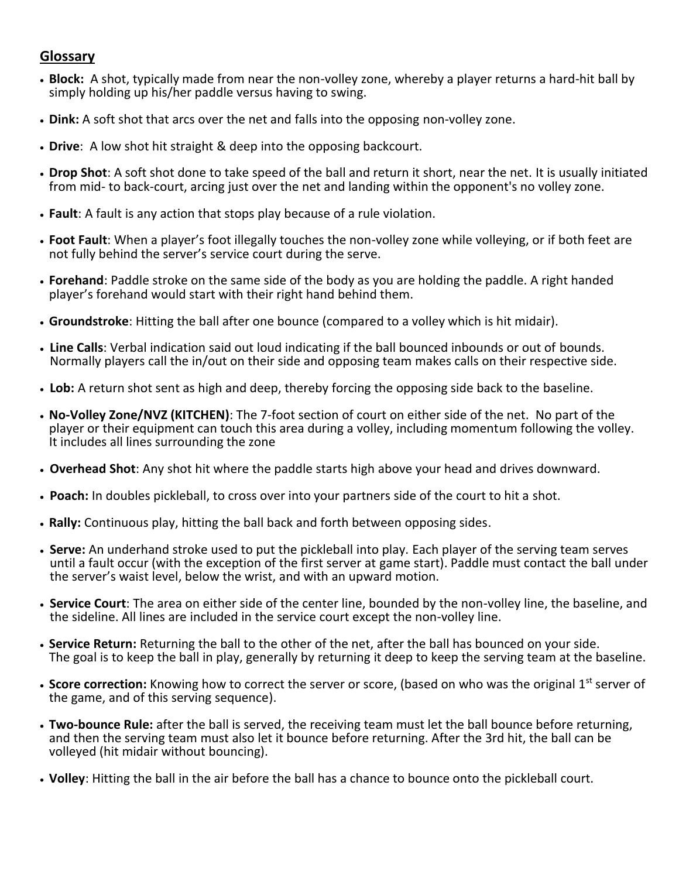## Glossary

- **Block:** A shot, typically made from near the non-volley zone, whereby a player returns a hard-hit ball by simply holding up his/her paddle versus having to swing.
- **Dink:** A soft shot that arcs over the net and falls into the opposing non-volley zone.
- **Drive**: A low shot hit straight & deep into the opposing backcourt.
- **Drop Shot**: A soft shot done to take speed of the ball and return it short, near the net. It is usually initiated from mid- to back-court, arcing just over the net and landing within the opponent's no volley zone.
- **Fault**: A fault is any action that stops play because of a rule violation.
- **Foot Fault**: When a player's foot illegally touches the non-volley zone while volleying, or if both feet are not fully behind the server's service court during the serve.
- **Forehand**: Paddle stroke on the same side of the body as you are holding the paddle. A right handed player's forehand would start with their right hand behind them.
- **Groundstroke**: Hitting the ball after one bounce (compared to a volley which is hit midair).
- **Line Calls**: Verbal indication said out loud indicating if the ball bounced inbounds or out of bounds. Normally players call the in/out on their side and opposing team makes calls on their respective side.
- **Lob:** A return shot sent as high and deep, thereby forcing the opposing side back to the baseline.
- **No-Volley Zone/NVZ (KITCHEN)**: The 7-foot section of court on either side of the net. No part of the player or their equipment can touch this area during a volley, including momentum following the volley. It includes all lines surrounding the zone
- **Overhead Shot**: Any shot hit where the paddle starts high above your head and drives downward.
- **Poach:** In doubles pickleball, to cross over into your partners side of the court to hit a shot.
- **Rally:** Continuous play, hitting the ball back and forth between opposing sides.
- **Serve:** An underhand stroke used to put the pickleball into play. Each player of the serving team serves until a fault occur (with the exception of the first server at game start). Paddle must contact the ball under the server's waist level, below the wrist, and with an upward motion.
- **Service Court**: The area on either side of the center line, bounded by the non-volley line, the baseline, and the sideline. All lines are included in the service court except the non-volley line.
- **Service Return:** Returning the ball to the other of the net, after the ball has bounced on your side. The goal is to keep the ball in play, generally by returning it deep to keep the serving team at the baseline.
- **Score correction:** Knowing how to correct the server or score, (based on who was the original 1st server of the game, and of this serving sequence).
- **Two-bounce Rule:** after the ball is served, the receiving team must let the ball bounce before returning, and then the serving team must also let it bounce before returning. After the 3rd hit, the ball can be volleyed (hit midair without bouncing).
- **Volley**: Hitting the ball in the air before the ball has a chance to bounce onto the pickleball court.